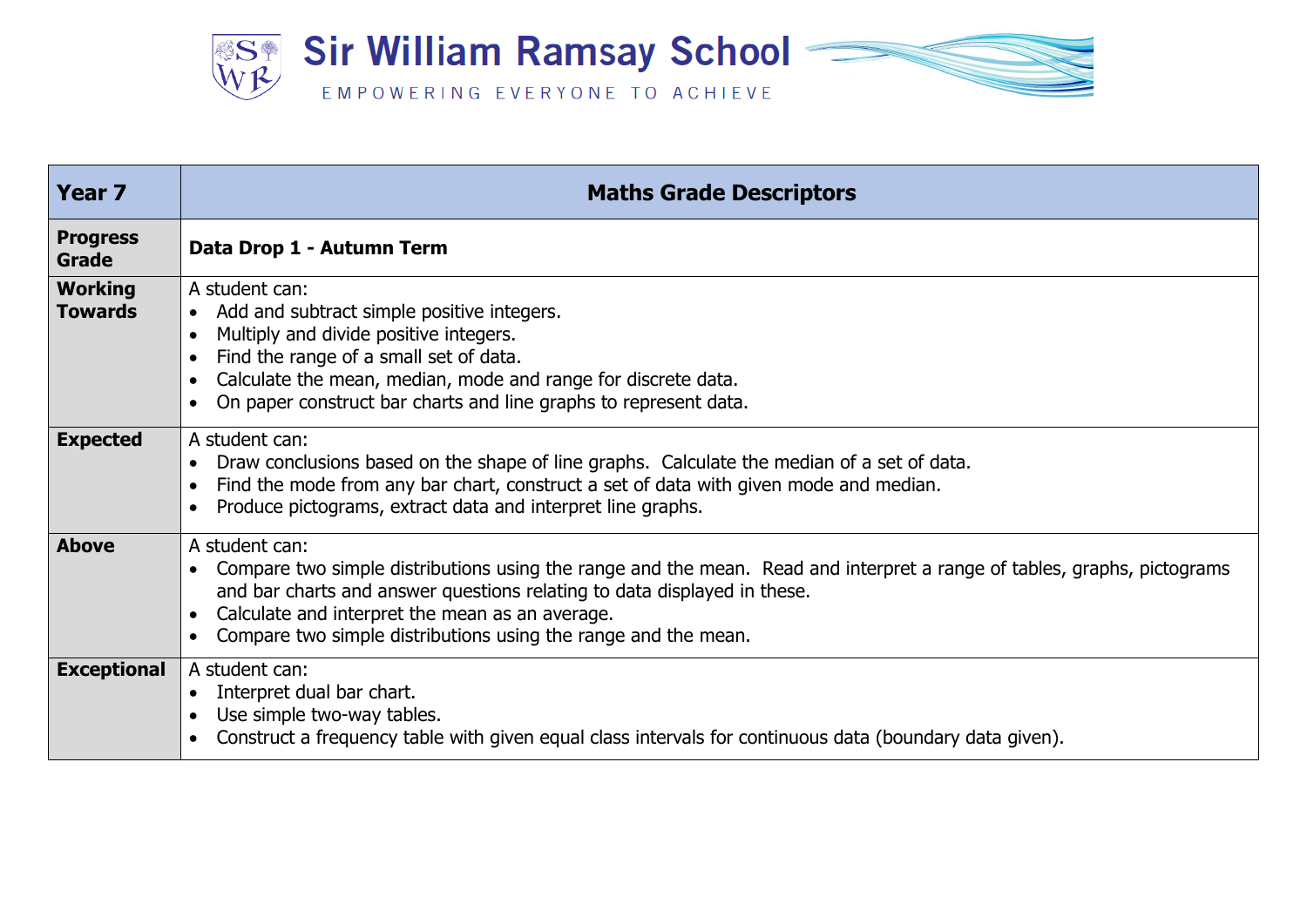# Sir William Ramsay School

EMPOWERING EVERYONE TO ACHIEVE

| **Year 7** | **Maths Grade Descriptors** |
|---|---|
| **Progress Grade** | **Data Drop 1 - Autumn Term** |
| **Working Towards** | A student can:<br>• Add and subtract simple positive integers.<br>• Multiply and divide positive integers.<br>• Find the range of a small set of data.<br>• Calculate the mean, median, mode and range for discrete data.<br>• On paper construct bar charts and line graphs to represent data. |
| **Expected** | A student can:<br>• Draw conclusions based on the shape of line graphs. Calculate the median of a set of data.<br>• Find the mode from any bar chart, construct a set of data with given mode and median.<br>• Produce pictograms, extract data and interpret line graphs. |
| **Above** | A student can:<br>• Compare two simple distributions using the range and the mean. Read and interpret a range of tables, graphs, pictograms and bar charts and answer questions relating to data displayed in these.<br>• Calculate and interpret the mean as an average.<br>• Compare two simple distributions using the range and the mean. |
| **Exceptional** | A student can:<br>• Interpret dual bar chart.<br>• Use simple two-way tables.<br>• Construct a frequency table with given equal class intervals for continuous data (boundary data given). |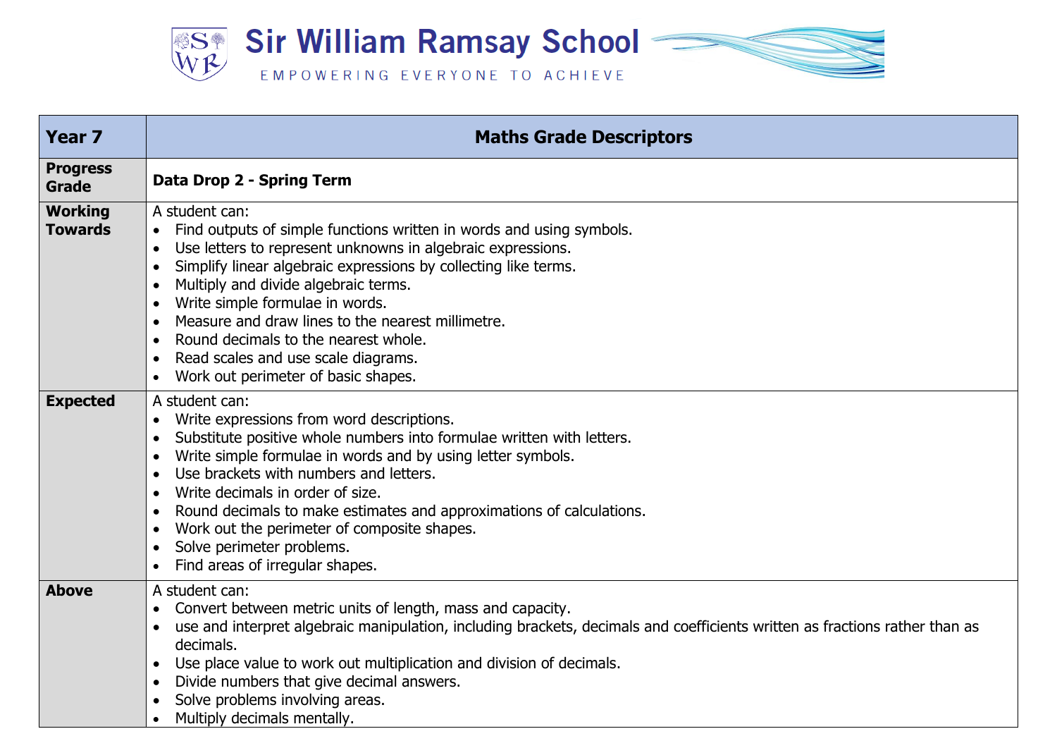# Sir William Ramsay School

EMPOWERING EVERYONE TO ACHIEVE

| Year 7 | Maths Grade Descriptors |
|---|---|
| **Progress Grade** | **Data Drop 2 - Spring Term** |
| **Working Towards** | A student can:<br>• Find outputs of simple functions written in words and using symbols.<br>• Use letters to represent unknowns in algebraic expressions.<br>• Simplify linear algebraic expressions by collecting like terms.<br>• Multiply and divide algebraic terms.<br>• Write simple formulae in words.<br>• Measure and draw lines to the nearest millimetre.<br>• Round decimals to the nearest whole.<br>• Read scales and use scale diagrams.<br>• Work out perimeter of basic shapes. |
| **Expected** | A student can:<br>• Write expressions from word descriptions.<br>• Substitute positive whole numbers into formulae written with letters.<br>• Write simple formulae in words and by using letter symbols.<br>• Use brackets with numbers and letters.<br>• Write decimals in order of size.<br>• Round decimals to make estimates and approximations of calculations.<br>• Work out the perimeter of composite shapes.<br>• Solve perimeter problems.<br>• Find areas of irregular shapes. |
| **Above** | A student can:<br>• Convert between metric units of length, mass and capacity.<br>• use and interpret algebraic manipulation, including brackets, decimals and coefficients written as fractions rather than as decimals.<br>• Use place value to work out multiplication and division of decimals.<br>• Divide numbers that give decimal answers.<br>• Solve problems involving areas.<br>• Multiply decimals mentally. |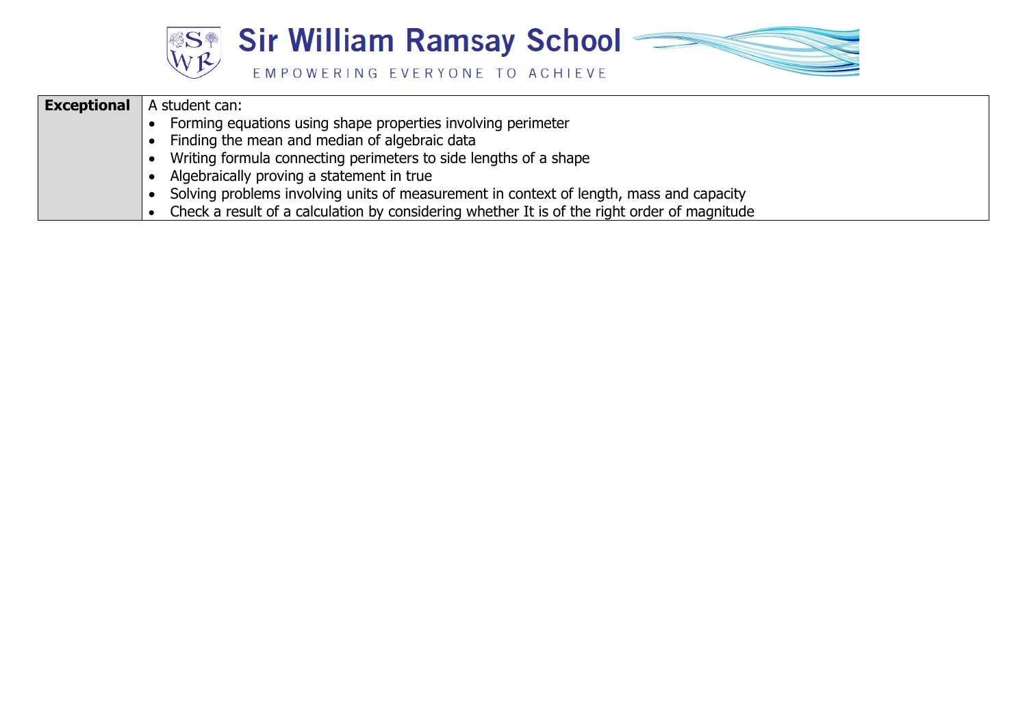| | |
|---|---|
| **Exceptional** | A student can:<br>• Forming equations using shape properties involving perimeter<br>• Finding the mean and median of algebraic data<br>• Writing formula connecting perimeters to side lengths of a shape<br>• Algebraically proving a statement in true<br>• Solving problems involving units of measurement in context of length, mass and capacity<br>• Check a result of a calculation by considering whether It is of the right order of magnitude |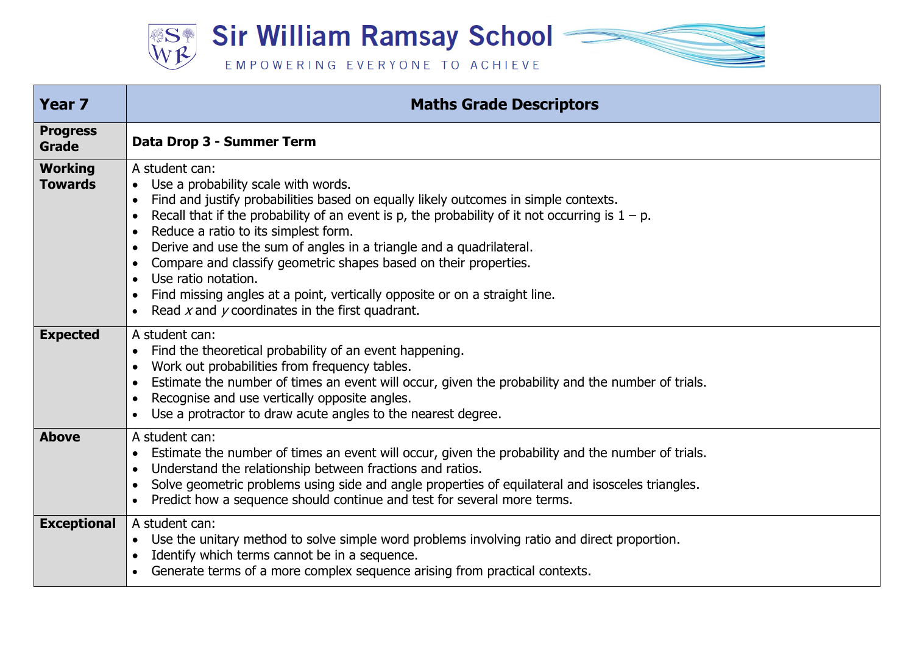# Sir William Ramsay School

EMPOWERING EVERYONE TO ACHIEVE

| **Year 7** | **Maths Grade Descriptors** |
|---|---|
| **Progress Grade** | **Data Drop 3 - Summer Term** |
| **Working Towards** | A student can:<br>• Use a probability scale with words.<br>• Find and justify probabilities based on equally likely outcomes in simple contexts.<br>• Recall that if the probability of an event is p, the probability of it not occurring is $1 - p$.<br>• Reduce a ratio to its simplest form.<br>• Derive and use the sum of angles in a triangle and a quadrilateral.<br>• Compare and classify geometric shapes based on their properties.<br>• Use ratio notation.<br>• Find missing angles at a point, vertically opposite or on a straight line.<br>• Read $x$ and $y$ coordinates in the first quadrant. |
| **Expected** | A student can:<br>• Find the theoretical probability of an event happening.<br>• Work out probabilities from frequency tables.<br>• Estimate the number of times an event will occur, given the probability and the number of trials.<br>• Recognise and use vertically opposite angles.<br>• Use a protractor to draw acute angles to the nearest degree. |
| **Above** | A student can:<br>• Estimate the number of times an event will occur, given the probability and the number of trials.<br>• Understand the relationship between fractions and ratios.<br>• Solve geometric problems using side and angle properties of equilateral and isosceles triangles.<br>• Predict how a sequence should continue and test for several more terms. |
| **Exceptional** | A student can:<br>• Use the unitary method to solve simple word problems involving ratio and direct proportion.<br>• Identify which terms cannot be in a sequence.<br>• Generate terms of a more complex sequence arising from practical contexts. |